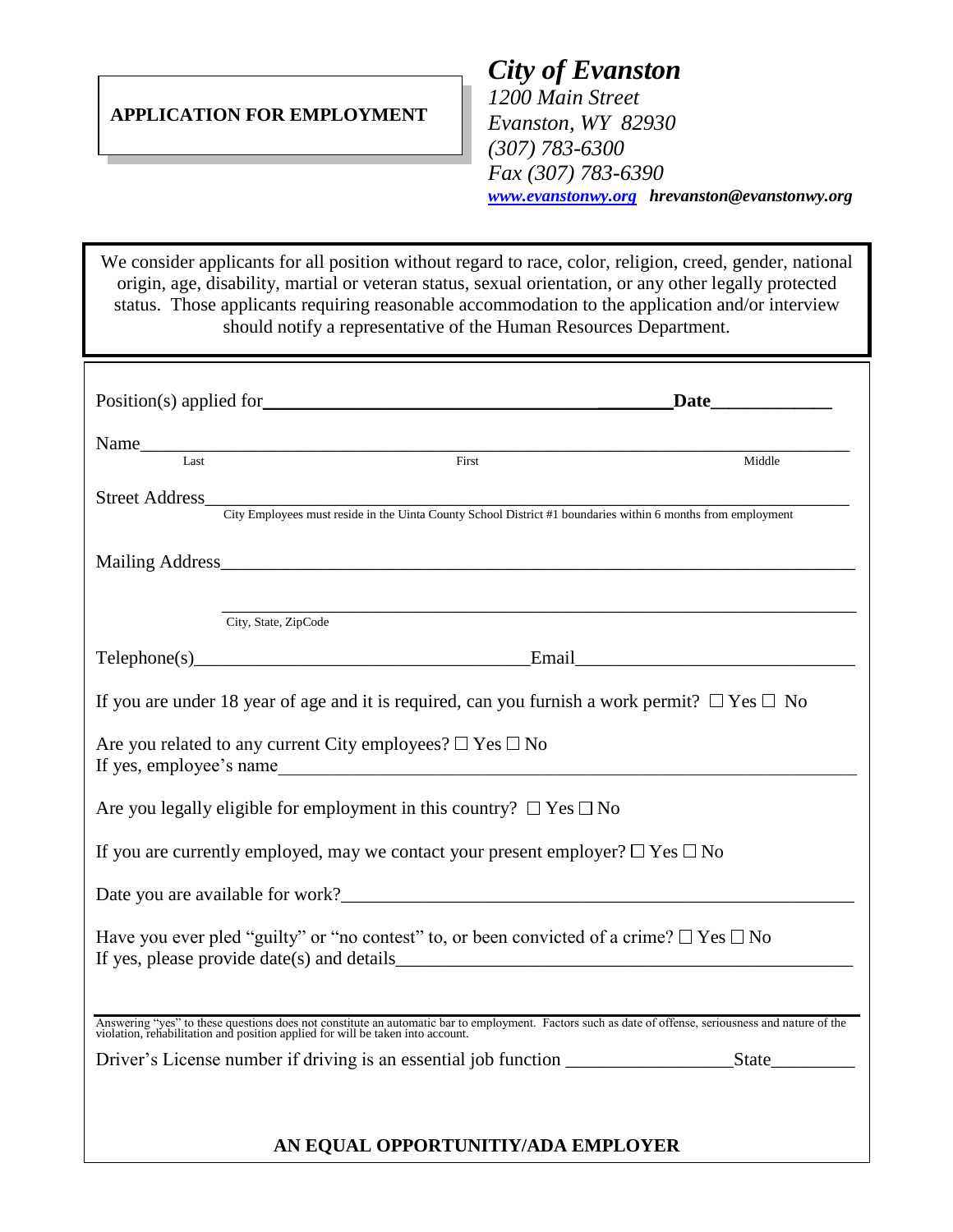**APPLICATION FOR EMPLOYMENT**

## *City of Evanston*

*1200 Main Street*
*Evanston, WY 82930*
*(307) 783-6300*
*Fax (307) 783-6390*
***www.evanstonwy.org hrevanston@evanstonwy.org***

We consider applicants for all position without regard to race, color, religion, creed, gender, national origin, age, disability, martial or veteran status, sexual orientation, or any other legally protected status. Those applicants requiring reasonable accommodation to the application and/or interview should notify a representative of the Human Resources Department.

Position(s) applied for_______________________________________________ **Date**_____________

Name_____________________________________________________________________________
Last First Middle

Street Address______________________________________________________________________
City Employees must reside in the Uinta County School District #1 boundaries within 6 months from employment

Mailing Address_____________________________________________________________________

_________________________________________________________________________________
City, State, ZipCode

Telephone(s)___________________________________Email_____________________________

If you are under 18 year of age and it is required, can you furnish a work permit? ☐ Yes ☐ No

Are you related to any current City employees? ☐ Yes ☐ No
If yes, employee's name______________________________________________________________

Are you legally eligible for employment in this country? ☐ Yes ☐ No

If you are currently employed, may we contact your present employer? ☐ Yes ☐ No

Date you are available for work?_______________________________________________________

Have you ever pled "guilty" or "no contest" to, or been convicted of a crime? ☐ Yes ☐ No
If yes, please provide date(s) and details__________________________________________________

Answering "yes" to these questions does not constitute an automatic bar to employment. Factors such as date of offense, seriousness and nature of the violation, rehabilitation and position applied for will be taken into account.

Driver's License number if driving is an essential job function ________________State_________

**AN EQUAL OPPORTUNITIY/ADA EMPLOYER**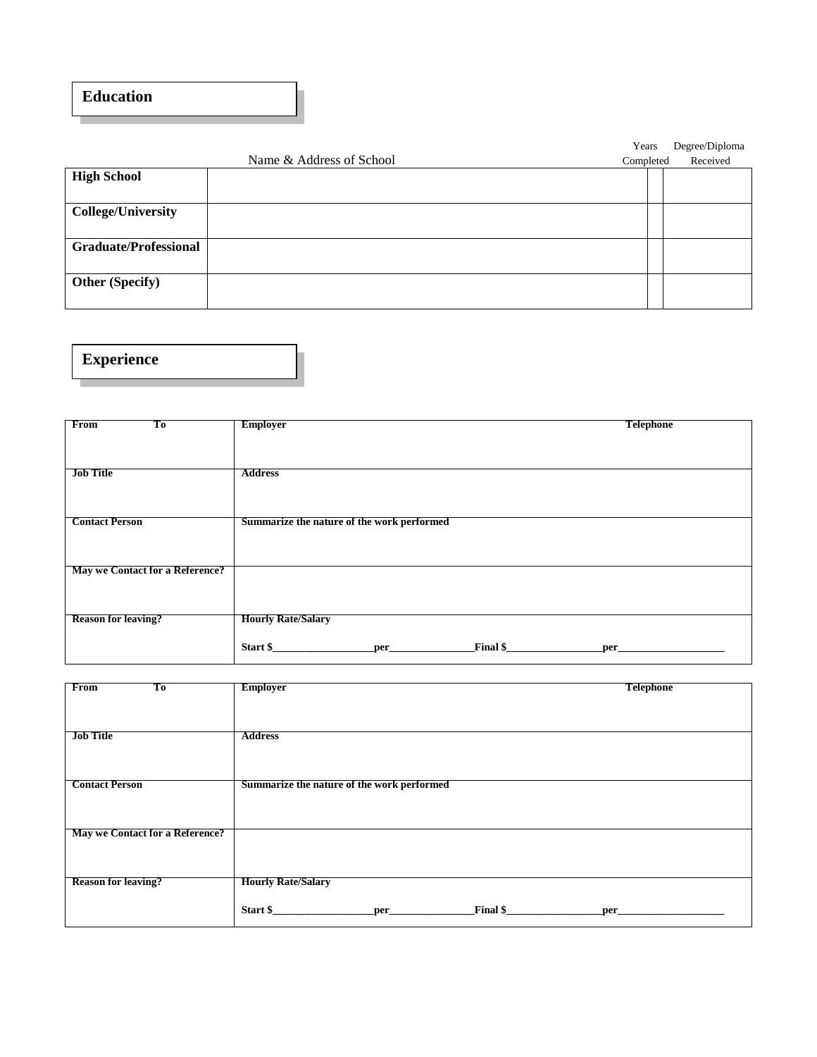## Education

| | Name & Address of School | Years Completed | Degree/Diploma Received |
|---|---|---|---|
| **High School** | | | |
| **College/University** | | | |
| **Graduate/Professional** | | | |
| **Other (Specify)** | | | |

## Experience

| | | |
|---|---|---|
| **From** **To** | **Employer** | **Telephone** |
| **Job Title** | **Address** | |
| **Contact Person** | **Summarize the nature of the work performed** | |
| **May we Contact for a Reference?** | | |
| **Reason for leaving?** | **Hourly Rate/Salary** <br> **Start $\_\_\_\_\_\_\_\_\_\_\_\_\_\_\_\_\_\_\_per\_\_\_\_\_\_\_\_\_\_\_\_\_\_\_\_Final $\_\_\_\_\_\_\_\_\_\_\_\_\_\_\_\_\_\_per\_\_\_\_\_\_\_\_\_\_\_\_\_\_\_\_\_\_\_\_** | |

| | | |
|---|---|---|
| **From** **To** | **Employer** | **Telephone** |
| **Job Title** | **Address** | |
| **Contact Person** | **Summarize the nature of the work performed** | |
| **May we Contact for a Reference?** | | |
| **Reason for leaving?** | **Hourly Rate/Salary** <br> **Start $\_\_\_\_\_\_\_\_\_\_\_\_\_\_\_\_\_\_\_per\_\_\_\_\_\_\_\_\_\_\_\_\_\_\_\_Final $\_\_\_\_\_\_\_\_\_\_\_\_\_\_\_\_\_\_per\_\_\_\_\_\_\_\_\_\_\_\_\_\_\_\_\_\_\_\_** | |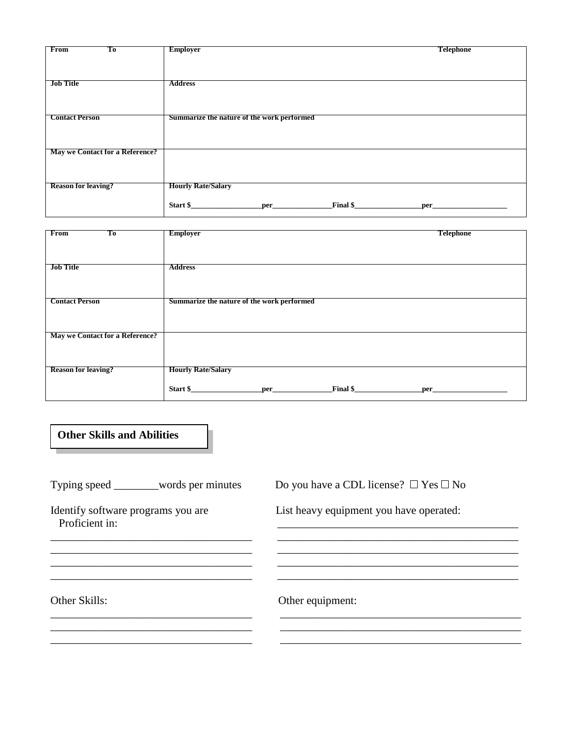| From To | Employer Telephone |
|---|---|
| Job Title | Address |
| Contact Person | Summarize the nature of the work performed |
| May we Contact for a Reference? | |
| Reason for leaving? | Hourly Rate/Salary<br><br>Start $___________________per_______________Final $_________________per___________________ |

| From To | Employer Telephone |
|---|---|
| Job Title | Address |
| Contact Person | Summarize the nature of the work performed |
| May we Contact for a Reference? | |
| Reason for leaving? | Hourly Rate/Salary<br><br>Start $___________________per_______________Final $_________________per___________________ |

## Other Skills and Abilities

Typing speed ________words per minutes

Identify software programs you are Proficient in:

_____________________________________

_____________________________________

_____________________________________

_____________________________________

Other Skills:

_____________________________________

_____________________________________

_____________________________________

Do you have a CDL license? ☐ Yes ☐ No

List heavy equipment you have operated:

_____________________________________________

_____________________________________________

_____________________________________________

_____________________________________________

_____________________________________________

Other equipment:

_____________________________________________

_____________________________________________

_____________________________________________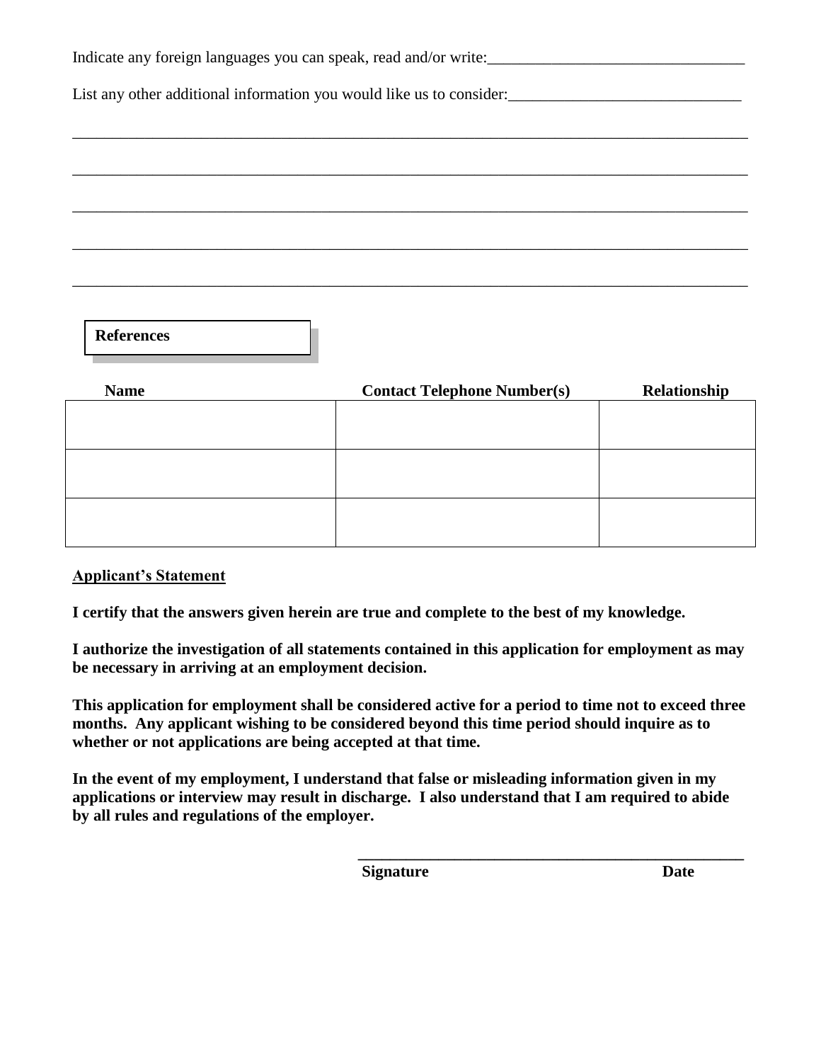Indicate any foreign languages you can speak, read and/or write:________________________________

List any other additional information you would like us to consider:_____________________________

________________________________________________________________________________

________________________________________________________________________________

________________________________________________________________________________

________________________________________________________________________________

________________________________________________________________________________

**References**

| Name | Contact Telephone Number(s) | Relationship |
|---|---|---|
| | | |
| | | |
| | | |

**Applicant's Statement**

**I certify that the answers given herein are true and complete to the best of my knowledge.**

**I authorize the investigation of all statements contained in this application for employment as may be necessary in arriving at an employment decision.**

**This application for employment shall be considered active for a period to time not to exceed three months. Any applicant wishing to be considered beyond this time period should inquire as to whether or not applications are being accepted at that time.**

**In the event of my employment, I understand that false or misleading information given in my applications or interview may result in discharge. I also understand that I am required to abide by all rules and regulations of the employer.**

______________________________________________

**Signature** **Date**